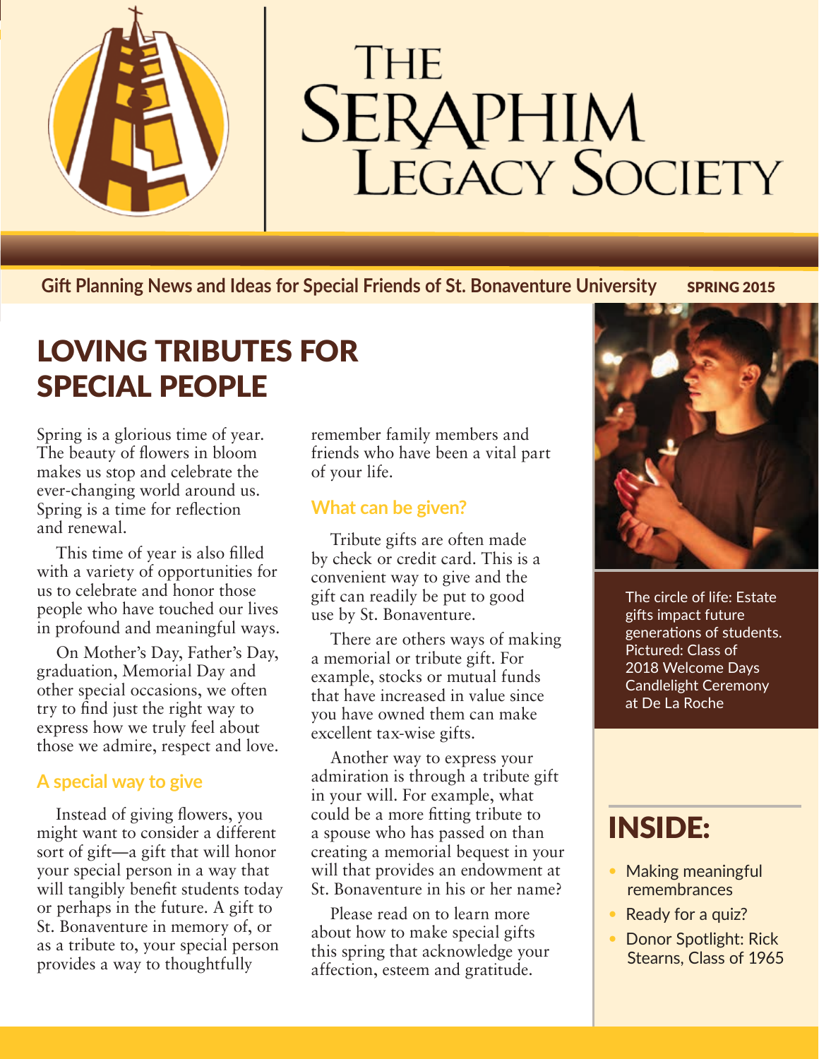# The Seraphim Legacy Society

**Gift Planning News and Ideas for Special Friends of St. Bonaventure University** SPRING 2015

## LOVING TRIBUTES FOR SPECIAL PEOPLE

Spring is a glorious time of year. The beauty of flowers in bloom makes us stop and celebrate the ever-changing world around us. Spring is a time for reflection and renewal.

This time of year is also filled with a variety of opportunities for us to celebrate and honor those people who have touched our lives in profound and meaningful ways.

On Mother's Day, Father's Day, graduation, Memorial Day and other special occasions, we often try to find just the right way to express how we truly feel about those we admire, respect and love.

### A special way to give

Instead of giving flowers, you might want to consider a different sort of gift—a gift that will honor your special person in a way that will tangibly benefit students today or perhaps in the future. A gift to St. Bonaventure in memory of, or as a tribute to, your special person provides a way to thoughtfully remember family members and friends who have been a vital part of your life.

### What can be given?

Tribute gifts are often made by check or credit card. This is a convenient way to give and the gift can readily be put to good use by St. Bonaventure.

There are others ways of making a memorial or tribute gift. For example, stocks or mutual funds that have increased in value since you have owned them can make excellent tax-wise gifts.

Another way to express your admiration is through a tribute gift in your will. For example, what could be a more fitting tribute to a spouse who has passed on than creating a memorial bequest in your will that provides an endowment at St. Bonaventure in his or her name?

Please read on to learn more about how to make special gifts this spring that acknowledge your affection, esteem and gratitude.

The circle of life: Estate gifts impact future generations of students. Pictured: Class of 2018 Welcome Days Candlelight Ceremony at De La Roche

## INSIDE:

- Making meaningful remembrances
- Ready for a quiz?
- Donor Spotlight: Rick Stearns, Class of 1965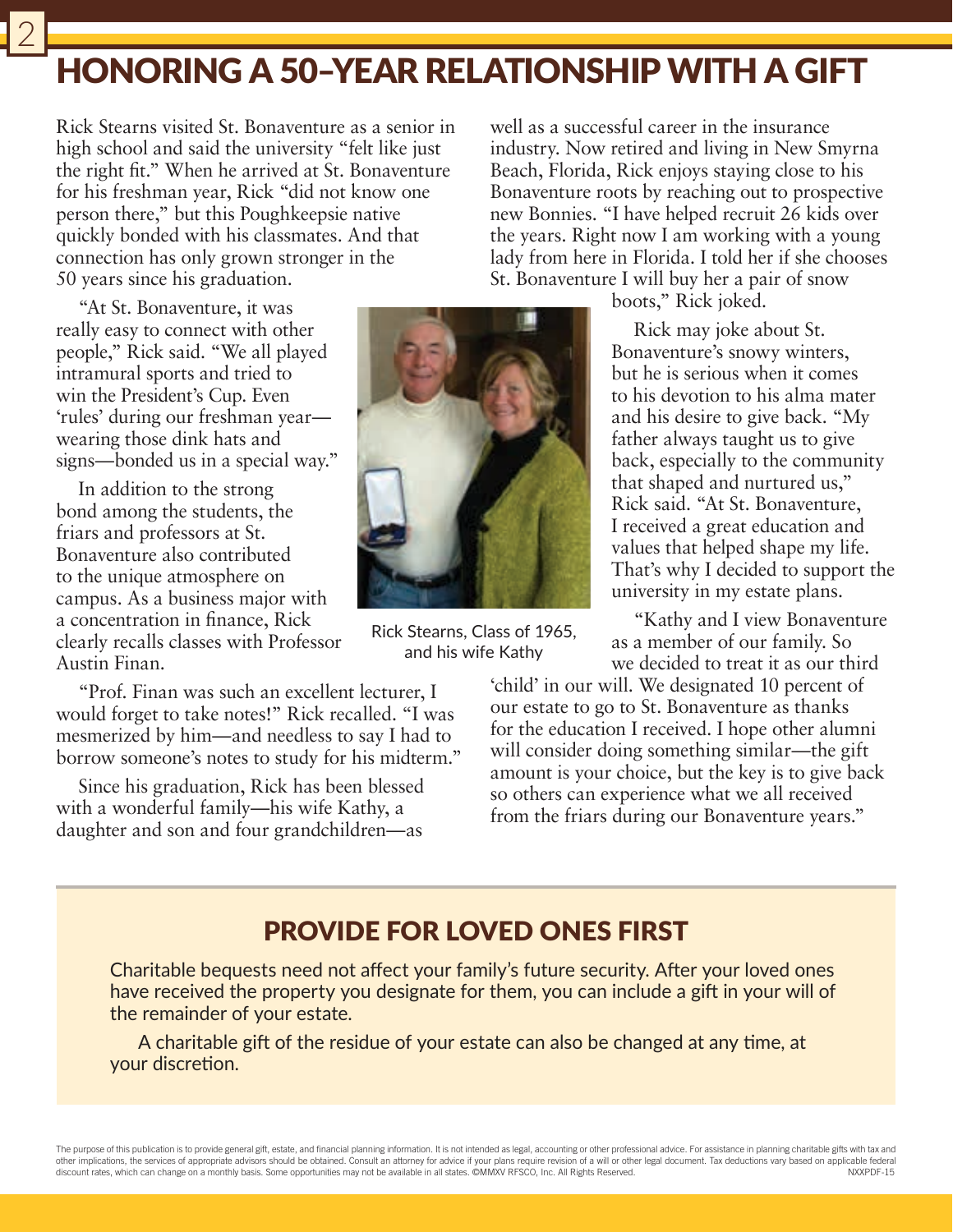# HONORING A 50–YEAR RELATIONSHIP WITH A GIFT

Rick Stearns visited St. Bonaventure as a senior in high school and said the university "felt like just the right fit." When he arrived at St. Bonaventure for his freshman year, Rick "did not know one person there," but this Poughkeepsie native quickly bonded with his classmates. And that connection has only grown stronger in the 50 years since his graduation.

"At St. Bonaventure, it was really easy to connect with other people," Rick said. "We all played intramural sports and tried to win the President's Cup. Even 'rules' during our freshman year—wearing those dink hats and signs—bonded us in a special way."

In addition to the strong bond among the students, the friars and professors at St. Bonaventure also contributed to the unique atmosphere on campus. As a business major with a concentration in finance, Rick clearly recalls classes with Professor Austin Finan.

"Prof. Finan was such an excellent lecturer, I would forget to take notes!" Rick recalled. "I was mesmerized by him—and needless to say I had to borrow someone's notes to study for his midterm."

Since his graduation, Rick has been blessed with a wonderful family—his wife Kathy, a daughter and son and four grandchildren—as well as a successful career in the insurance industry. Now retired and living in New Smyrna Beach, Florida, Rick enjoys staying close to his Bonaventure roots by reaching out to prospective new Bonnies. "I have helped recruit 26 kids over the years. Right now I am working with a young lady from here in Florida. I told her if she chooses St. Bonaventure I will buy her a pair of snow boots," Rick joked.

Rick Stearns, Class of 1965, and his wife Kathy

Rick may joke about St. Bonaventure's snowy winters, but he is serious when it comes to his devotion to his alma mater and his desire to give back. "My father always taught us to give back, especially to the community that shaped and nurtured us," Rick said. "At St. Bonaventure, I received a great education and values that helped shape my life. That's why I decided to support the university in my estate plans.

"Kathy and I view Bonaventure as a member of our family. So we decided to treat it as our third 'child' in our will. We designated 10 percent of our estate to go to St. Bonaventure as thanks for the education I received. I hope other alumni will consider doing something similar—the gift amount is your choice, but the key is to give back so others can experience what we all received from the friars during our Bonaventure years."

## PROVIDE FOR LOVED ONES FIRST

Charitable bequests need not affect your family's future security. After your loved ones have received the property you designate for them, you can include a gift in your will of the remainder of your estate.

A charitable gift of the residue of your estate can also be changed at any time, at your discretion.

The purpose of this publication is to provide general gift, estate, and financial planning information. It is not intended as legal, accounting or other professional advice. For assistance in planning charitable gifts with tax and other implications, the services of appropriate advisors should be obtained. Consult an attorney for advice if your plans require revision of a will or other legal document. Tax deductions vary based on applicable federal discount rates, which can change on a monthly basis. Some opportunities may not be available in all states. ©MMXV RFSCO, Inc. All Rights Reserved. NXXPDF-15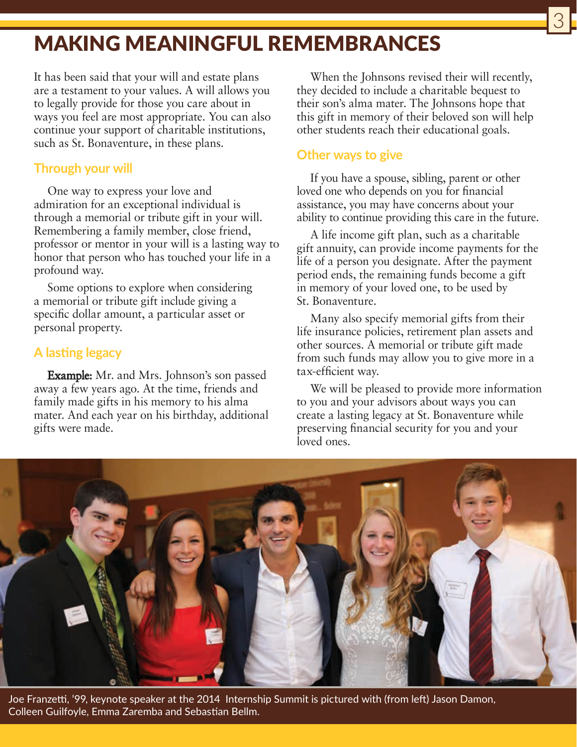# MAKING MEANINGFUL REMEMBRANCES

It has been said that your will and estate plans are a testament to your values. A will allows you to legally provide for those you care about in ways you feel are most appropriate. You can also continue your support of charitable institutions, such as St. Bonaventure, in these plans.

## Through your will

One way to express your love and admiration for an exceptional individual is through a memorial or tribute gift in your will. Remembering a family member, close friend, professor or mentor in your will is a lasting way to honor that person who has touched your life in a profound way.

Some options to explore when considering a memorial or tribute gift include giving a specific dollar amount, a particular asset or personal property.

## A lasting legacy

**Example:** Mr. and Mrs. Johnson's son passed away a few years ago. At the time, friends and family made gifts in his memory to his alma mater. And each year on his birthday, additional gifts were made.

When the Johnsons revised their will recently, they decided to include a charitable bequest to their son's alma mater. The Johnsons hope that this gift in memory of their beloved son will help other students reach their educational goals.

## Other ways to give

If you have a spouse, sibling, parent or other loved one who depends on you for financial assistance, you may have concerns about your ability to continue providing this care in the future.

A life income gift plan, such as a charitable gift annuity, can provide income payments for the life of a person you designate. After the payment period ends, the remaining funds become a gift in memory of your loved one, to be used by St. Bonaventure.

Many also specify memorial gifts from their life insurance policies, retirement plan assets and other sources. A memorial or tribute gift made from such funds may allow you to give more in a tax-efficient way.

We will be pleased to provide more information to you and your advisors about ways you can create a lasting legacy at St. Bonaventure while preserving financial security for you and your loved ones.

Joe Franzetti, '99, keynote speaker at the 2014 Internship Summit is pictured with (from left) Jason Damon, Colleen Guilfoyle, Emma Zaremba and Sebastian Bellm.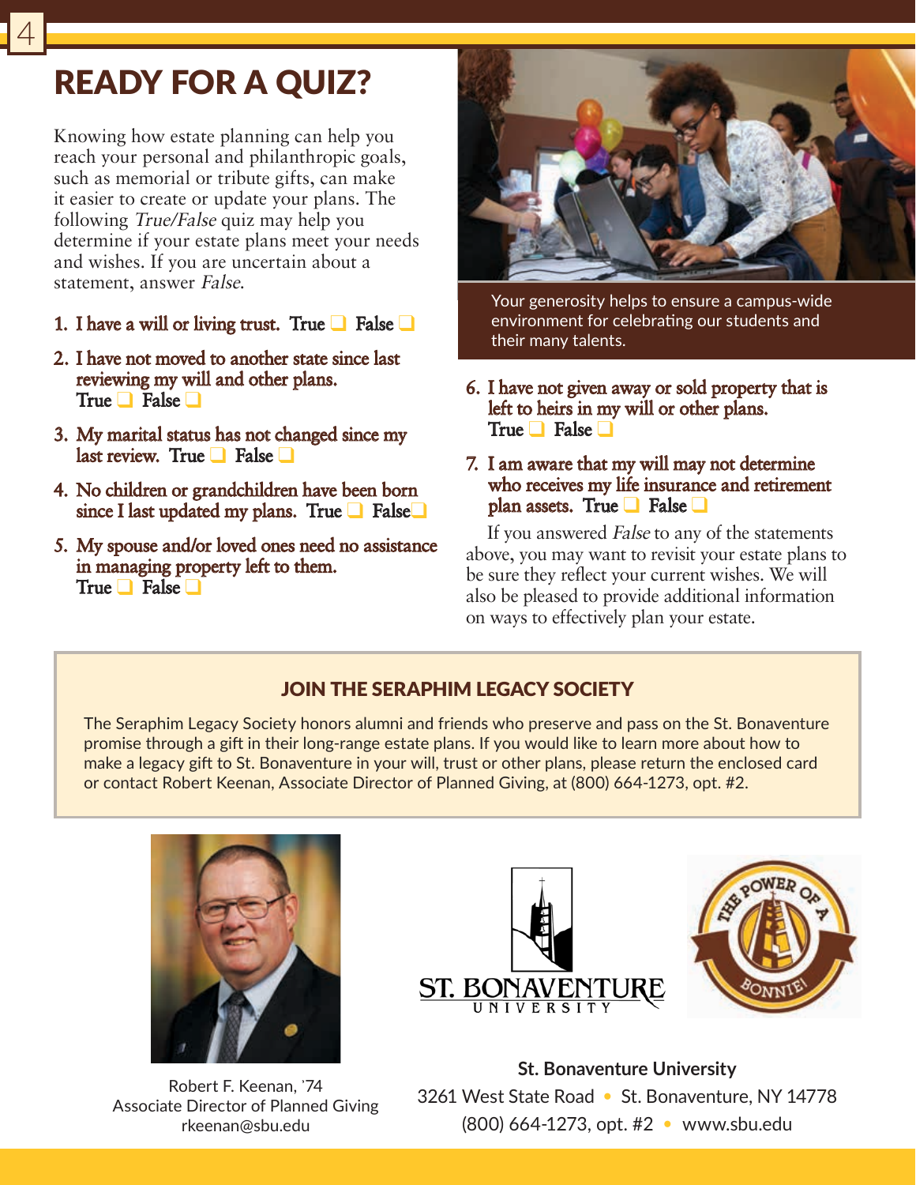# READY FOR A QUIZ?

Knowing how estate planning can help you reach your personal and philanthropic goals, such as memorial or tribute gifts, can make it easier to create or update your plans. The following *True/False* quiz may help you determine if your estate plans meet your needs and wishes. If you are uncertain about a statement, answer *False*.

1. I have a will or living trust. True ❑ False ❑
2. I have not moved to another state since last reviewing my will and other plans. True ❑ False ❑
3. My marital status has not changed since my last review. True ❑ False ❑
4. No children or grandchildren have been born since I last updated my plans. True ❑ False ❑
5. My spouse and/or loved ones need no assistance in managing property left to them. True ❑ False ❑

Your generosity helps to ensure a campus-wide environment for celebrating our students and their many talents.

6. I have not given away or sold property that is left to heirs in my will or other plans. True ❑ False ❑
7. I am aware that my will may not determine who receives my life insurance and retirement plan assets. True ❑ False ❑

If you answered *False* to any of the statements above, you may want to revisit your estate plans to be sure they reflect your current wishes. We will also be pleased to provide additional information on ways to effectively plan your estate.

## JOIN THE SERAPHIM LEGACY SOCIETY

The Seraphim Legacy Society honors alumni and friends who preserve and pass on the St. Bonaventure promise through a gift in their long-range estate plans. If you would like to learn more about how to make a legacy gift to St. Bonaventure in your will, trust or other plans, please return the enclosed card or contact Robert Keenan, Associate Director of Planned Giving, at (800) 664-1273, opt. #2.

Robert F. Keenan, '74
Associate Director of Planned Giving
rkeenan@sbu.edu

ST. BONAVENTURE UNIVERSITY

THE POWER OF A BONNIE!

**St. Bonaventure University**
3261 West State Road • St. Bonaventure, NY 14778
(800) 664-1273, opt. #2 • www.sbu.edu